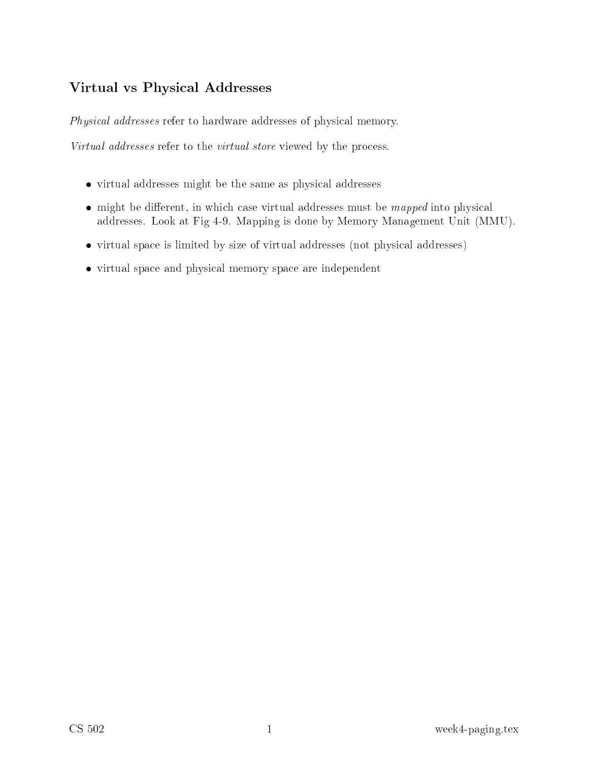## Virtual vs Physical Addresses

*Physical addresses* refer to hardware addresses of physical memory.

*Virtual addresses* refer to the *virtual store* viewed by the process.

- virtual addresses might be the same as physical addresses
- might be different, in which case virtual addresses must be *mapped* into physical addresses. Look at Fig 4-9. Mapping is done by Memory Management Unit (MMU).
- virtual space is limited by size of virtual addresses (not physical addresses)
- virtual space and physical memory space are independent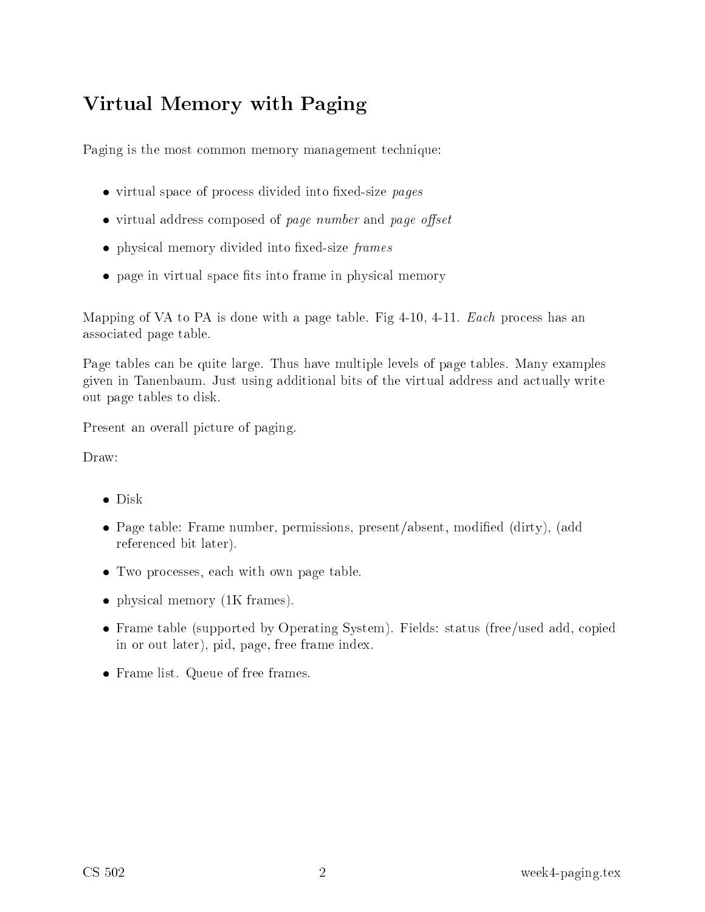# Virtual Memory with Paging

Paging is the most common memory management technique:

- virtual space of process divided into fixed-size *pages*
- virtual address composed of *page number* and *page offset*
- physical memory divided into fixed-size *frames*
- page in virtual space fits into frame in physical memory

Mapping of VA to PA is done with a page table. Fig 4-10, 4-11. *Each* process has an associated page table.

Page tables can be quite large. Thus have multiple levels of page tables. Many examples given in Tanenbaum. Just using additional bits of the virtual address and actually write out page tables to disk.

Present an overall picture of paging.

Draw:

- Disk
- Page table: Frame number, permissions, present/absent, modified (dirty), (add referenced bit later).
- Two processes, each with own page table.
- physical memory (1K frames).
- Frame table (supported by Operating System). Fields: status (free/used add, copied in or out later), pid, page, free frame index.
- Frame list. Queue of free frames.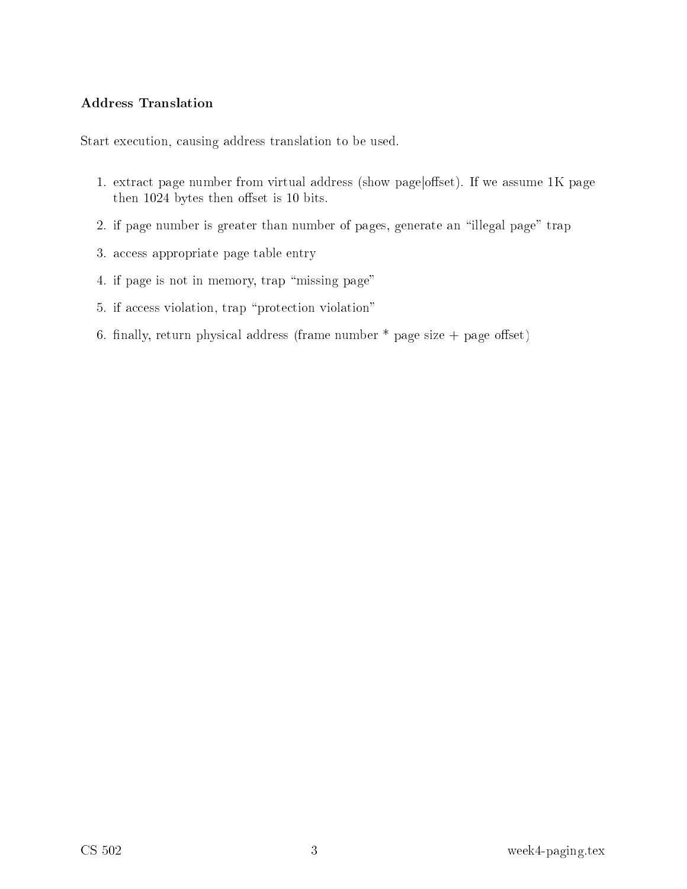## Address Translation

Start execution, causing address translation to be used.

1. extract page number from virtual address (show page|offset). If we assume 1K page then 1024 bytes then offset is 10 bits.
2. if page number is greater than number of pages, generate an "illegal page" trap
3. access appropriate page table entry
4. if page is not in memory, trap "missing page"
5. if access violation, trap "protection violation"
6. finally, return physical address (frame number * page size + page offset)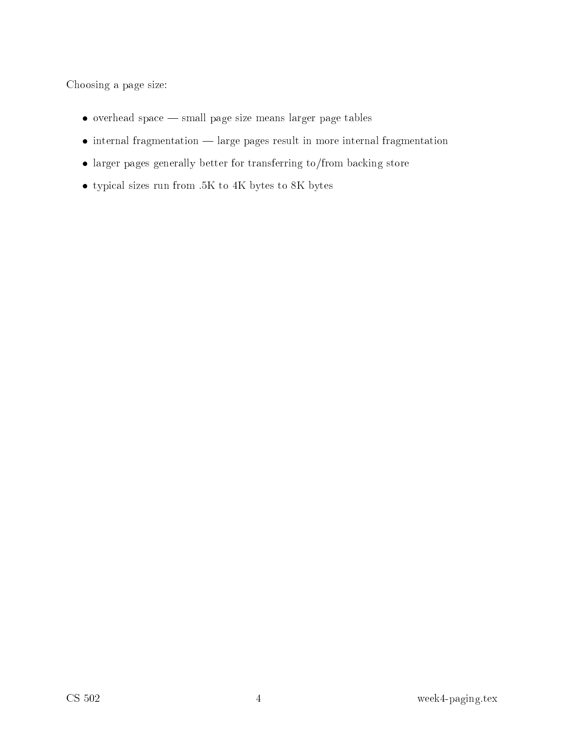Choosing a page size:

- overhead space — small page size means larger page tables
- internal fragmentation — large pages result in more internal fragmentation
- larger pages generally better for transferring to/from backing store
- typical sizes run from .5K to 4K bytes to 8K bytes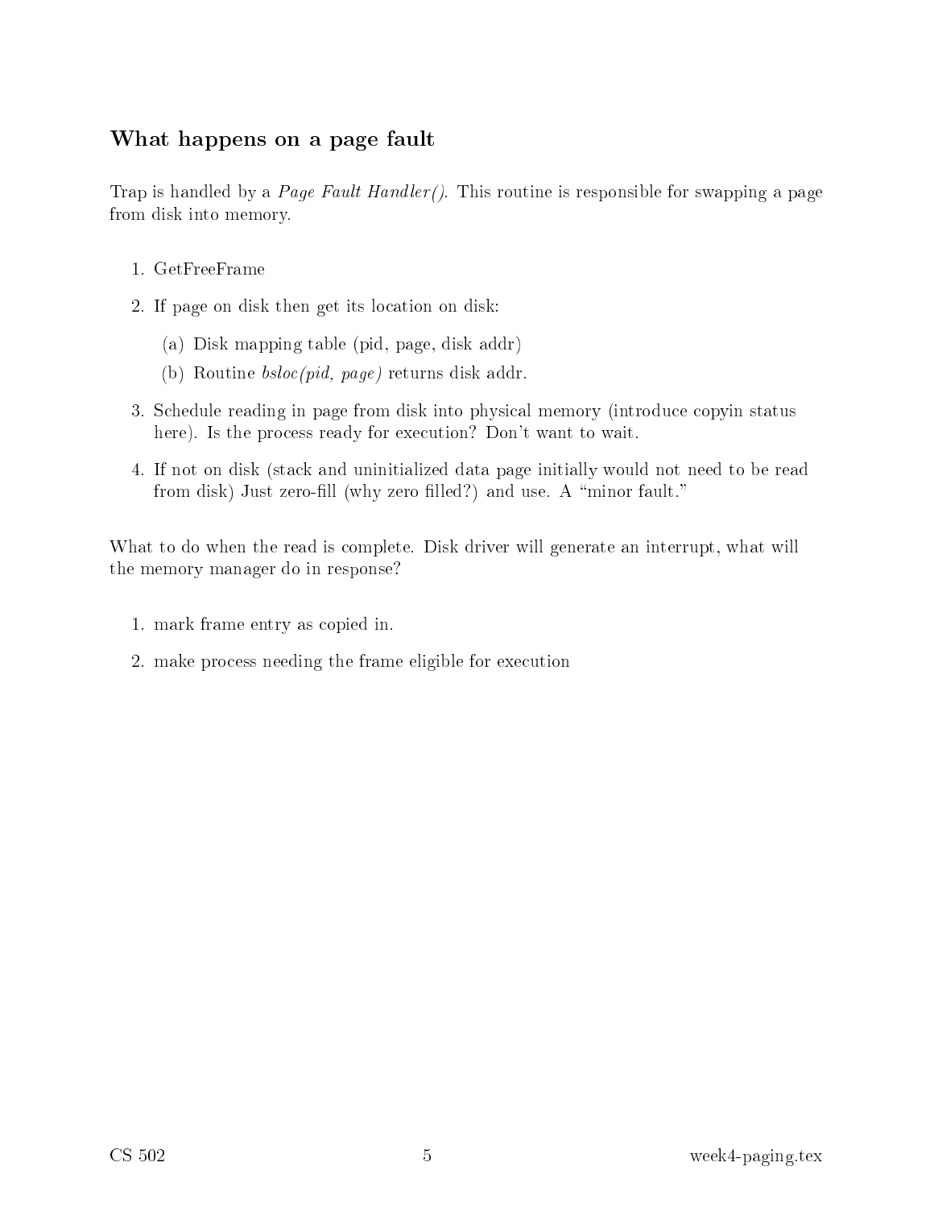## What happens on a page fault

Trap is handled by a *Page Fault Handler()*. This routine is responsible for swapping a page from disk into memory.

1. GetFreeFrame
2. If page on disk then get its location on disk:
   (a) Disk mapping table (pid, page, disk addr)
   (b) Routine *bsloc(pid, page)* returns disk addr.
3. Schedule reading in page from disk into physical memory (introduce copyin status here). Is the process ready for execution? Don't want to wait.
4. If not on disk (stack and uninitialized data page initially would not need to be read from disk) Just zero-fill (why zero filled?) and use. A "minor fault."

What to do when the read is complete. Disk driver will generate an interrupt, what will the memory manager do in response?

1. mark frame entry as copied in.
2. make process needing the frame eligible for execution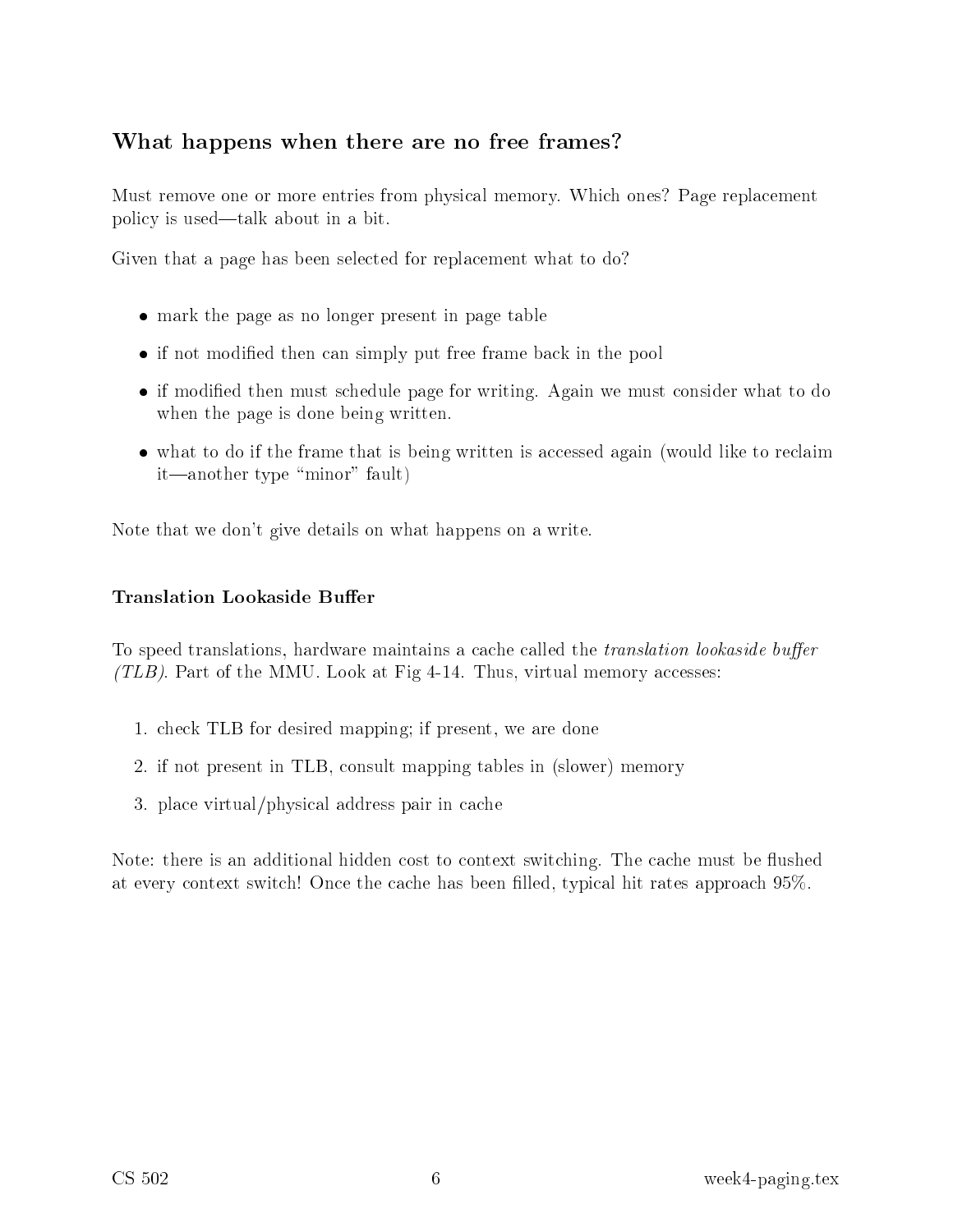## What happens when there are no free frames?

Must remove one or more entries from physical memory. Which ones? Page replacement policy is used—talk about in a bit.

Given that a page has been selected for replacement what to do?

- mark the page as no longer present in page table
- if not modified then can simply put free frame back in the pool
- if modified then must schedule page for writing. Again we must consider what to do when the page is done being written.
- what to do if the frame that is being written is accessed again (would like to reclaim it—another type "minor" fault)

Note that we don't give details on what happens on a write.

### Translation Lookaside Buffer

To speed translations, hardware maintains a cache called the *translation lookaside buffer (TLB)*. Part of the MMU. Look at Fig 4-14. Thus, virtual memory accesses:

1. check TLB for desired mapping; if present, we are done
2. if not present in TLB, consult mapping tables in (slower) memory
3. place virtual/physical address pair in cache

Note: there is an additional hidden cost to context switching. The cache must be flushed at every context switch! Once the cache has been filled, typical hit rates approach 95%.